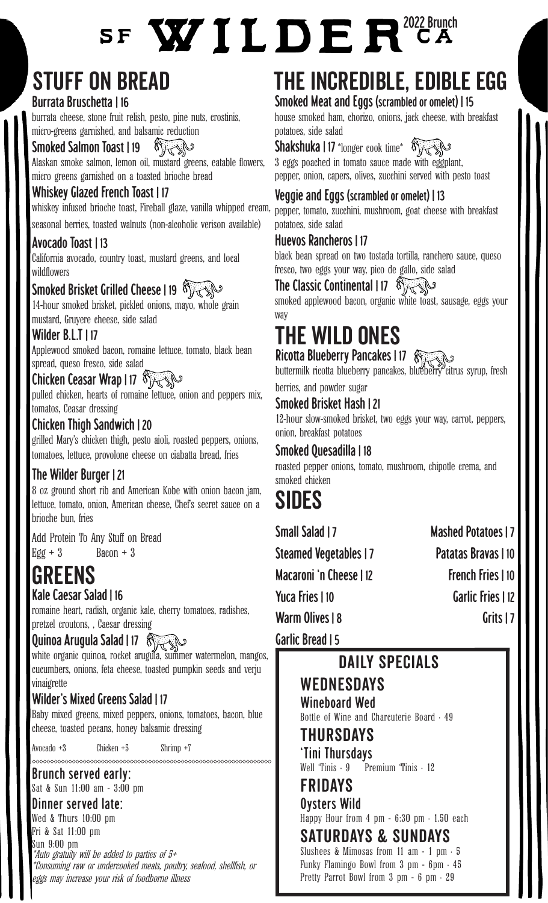# SF WILDER CA

2022 Brunch

## STUFF ON BREAD

### Burrata Bruschetta | 16
burrata cheese, stone fruit relish, pesto, pine nuts, crostinis, micro-greens garnished, and balsamic reduction

### Smoked Salmon Toast | 19
Alaskan smoke salmon, lemon oil, mustard greens, eatable flowers, micro greens garnished on a toasted brioche bread

### Whiskey Glazed French Toast | 17
whiskey infused brioche toast, Fireball glaze, vanilla whipped cream, seasonal berries, toasted walnuts (non-alcoholic verison available)

### Avocado Toast | 13
California avocado, country toast, mustard greens, and local wildflowers

### Smoked Brisket Grilled Cheese | 19
14-hour smoked brisket, pickled onions, mayo, whole grain mustard, Gruyere cheese, side salad

### Wilder B.L.T | 17
Applewood smoked bacon, romaine lettuce, tomato, black bean spread, queso fresco, side salad

### Chicken Ceasar Wrap | 17
pulled chicken, hearts of romaine lettuce, onion and peppers mix, tomatos, Ceasar dressing

### Chicken Thigh Sandwich | 20
grilled Mary's chicken thigh, pesto aioli, roasted peppers, onions, tomatoes, lettuce, provolone cheese on ciabatta bread, fries

### The Wilder Burger | 21
8 oz ground short rib and American Kobe with onion bacon jam, lettuce, tomato, onion, American cheese, Chef's secret sauce on a brioche bun, fries

Add Protein To Any Stuff on Bread
Egg + 3 Bacon + 3

## GREENS

### Kale Caesar Salad | 16
romaine heart, radish, organic kale, cherry tomatoes, radishes, pretzel croutons, , Caesar dressing

### Quinoa Arugula Salad | 17
white organic quinoa, rocket arugula, summer watermelon, mangos, cucumbers, onions, feta cheese, toasted pumpkin seeds and verju vinaigrette

### Wilder's Mixed Greens Salad | 17
Baby mixed greens, mixed peppers, onions, tomatoes, bacon, blue cheese, toasted pecans, honey balsamic dressing

Avocado +3 Chicken +5 Shrimp +7

**Brunch served early:**
Sat & Sun 11:00 am - 3:00 pm

**Dinner served late:**
Wed & Thurs 10:00 pm
Fri & Sat 11:00 pm
Sun 9:00 pm

*\*Auto gratuity will be added to parties of 5+*
*\*Consuming raw or undercooked meats, poultry, seafood, shellfish, or eggs may increase your risk of foodborne illness*

## THE INCREDIBLE, EDIBLE EGG

### Smoked Meat and Eggs (scrambled or omelet) | 15
house smoked ham, chorizo, onions, jack cheese, with breakfast potatoes, side salad

### Shakshuka | 17 *longer cook time*
3 eggs poached in tomato sauce made with eggplant, pepper, onion, capers, olives, zucchini served with pesto toast

### Veggie and Eggs (scrambled or omelet) | 13
pepper, tomato, zucchini, mushroom, goat cheese with breakfast potatoes, side salad

### Huevos Rancheros | 17
black bean spread on two tostada tortilla, ranchero sauce, queso fresco, two eggs your way, pico de gallo, side salad

### The Classic Continental | 17
smoked applewood bacon, organic white toast, sausage, eggs your way

## THE WILD ONES

### Ricotta Blueberry Pancakes | 17
buttermilk ricotta blueberry pancakes, blueberry citrus syrup, fresh berries, and powder sugar

### Smoked Brisket Hash | 21
12-hour slow-smoked brisket, two eggs your way, carrot, peppers, onion, breakfast potatoes

### Smoked Quesadilla | 18
roasted pepper onions, tomato, mushroom, chipotle crema, and smoked chicken

## SIDES

- Small Salad | 7
- Steamed Vegetables | 7
- Macaroni 'n Cheese | 12
- Yuca Fries | 10
- Warm Olives | 8
- Garlic Bread | 5
- Mashed Potatoes | 7
- Patatas Bravas | 10
- French Fries | 10
- Garlic Fries | 12
- Grits | 7

## DAILY SPECIALS

### WEDNESDAYS
**Wineboard Wed**
Bottle of Wine and Charcuterie Board · 49

### THURSDAYS
**'Tini Thursdays**
Well 'Tinis · 9 Premium 'Tinis · 12

### FRIDAYS
**Oysters Wild**
Happy Hour from 4 pm - 6:30 pm · 1.50 each

### SATURDAYS & SUNDAYS
Slushees & Mimosas from 11 am - 1 pm · 5
Funky Flamingo Bowl from 3 pm - 6pm · 45
Pretty Parrot Bowl from 3 pm - 6 pm · 29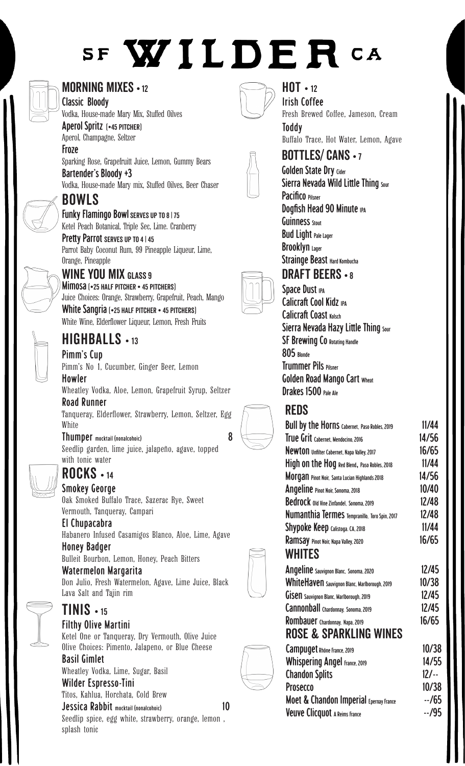# SF WILDER CA

## MORNING MIXES • 12

**Classic Bloody**
Vodka, House-made Mary Mix, Stuffed Oilves

**Aperol Spritz (•45 PITCHER)**
Aperol, Champagne, Seltzer

**Froze**
Sparking Rose, Grapefruitt Juice, Lemon, Gummy Bears

**Bartender's Bloody +3**
Vodka, House-made Mary mix, Stuffed Oilves, Beer Chaser

## BOWLS

**Funky Flamingo Bowl SERVES UP TO 8 | 75**
Ketel Peach Botanical, Triple Sec, Lime. Cranberry

**Pretty Parrot SERVES UP TO 4 | 45**
Parrot Baby Coconut Rum, 99 Pineapple Liqueur, Lime, Orange, Pineapple

## WINE YOU MIX GLASS 9

**Mimosa (•25 HALF PITCHER • 45 PITCHERS)**
Juice Choices: Orange, Strawberry, Grapefruit, Peach, Mango

**White Sangria (•25 HALF PITCHER • 45 PITCHERS)**
White Wine, Elderflower Liqueur, Lemon, Fresh Fruits

## HIGHBALLS • 13

**Pimm's Cup**
Pimm's No 1, Cucumber, Ginger Beer, Lemon

**Howler**
Wheatley Vodka, Aloe, Lemon, Grapefruit Syrup, Seltzer

**Road Runner**
Tanqueray, Elderflower, Strawberry, Lemon, Seltzer, Egg White

**Thumper mocktail (nonalcoholic)** 8
Seedlip garden, lime juice, jalapeño, agave, topped with tonic water

## ROCKS • 14

**Smokey George**
Oak Smoked Buffalo Trace, Sazerac Rye, Sweet Vermouth, Tanqueray, Campari

**El Chupacabra**
Habanero Infused Casamigos Blanco, Aloe, Lime, Agave

**Honey Badger**
Bulleit Bourbon, Lemon, Honey, Peach Bitters

**Watermelon Margarita**
Don Julio, Fresh Watermelon, Agave, Lime Juice, Black Lava Salt and Tajin rim

## TINIS • 15

**Filthy Olive Martini**
Ketel One or Tanqueray, Dry Vermouth, Olive Juice
Olive Choices: Pimento, Jalapeno, or Blue Cheese

**Basil Gimlet**
Wheatley Vodka, Lime, Sugar, Basil

**Wilder Espresso-Tini**
Titos, Kahlua, Horchata, Cold Brew

**Jessica Rabbit mocktail (nonalcoholic)** 10
Seedlip spice, egg white, strawberry, orange, lemon , splash tonic

## HOT • 12

**Irish Coffee**
Fresh Brewed Coffee, Jameson, Cream

**Toddy**
Buffalo Trace, Hot Water, Lemon, Agave

## BOTTLES/ CANS • 7

- **Golden State Dry** Cider
- **Sierra Nevada Wild Little Thing** Sour
- **Pacifico** Pilsner
- **Dogfish Head 90 Minute** IPA
- **Guinness** Stout
- **Bud Light** Pale Lager
- **Brooklyn** Lager
- **Strainge Beast** Hard Kombucha

## DRAFT BEERS • 8

- **Space Dust** IPA
- **Calicraft Cool Kidz** IPA
- **Calicraft Coast** Kolsch
- **Sierra Nevada Hazy Little Thing** Sour
- **SF Brewing Co** Rotating Handle
- **805** Blonde
- **Trummer Pils** Pilsner
- **Golden Road Mango Cart** Wheat
- **Drakes 1500** Pale Ale

## REDS

| | |
|---|---|
| **Bull by the Horns** Cabernet, Paso Robles, 2019 | 11/44 |
| **True Grit** Cabernet, Mendocino, 2016 | 14/56 |
| **Newton** Unfilter Cabernet, Napa Valley, 2017 | 16/65 |
| **High on the Hog** Red Blend, Paso Robles, 2018 | 11/44 |
| **Morgan** Pinot Noir, Santa Lucian Highlands 2018 | 14/56 |
| **Angeline** Pinot Noir, Sonoma, 2018 | 10/40 |
| **Bedrock** Old Vine Zinfandel, Sonoma, 2019 | 12/48 |
| **Numanthia Termes** Tempranillo, Toro Spin, 2017 | 12/48 |
| **Shypoke Keep** Calistoga. CA, 2018 | 11/44 |
| **Ramsay** Pinot Noir, Napa Valley, 2020 | 16/65 |

## WHITES

| | |
|---|---|
| **Angeline** Sauvignon Blanc, Sonoma, 2020 | 12/45 |
| **WhiteHaven** Sauvignon Blanc, Marlborough, 2019 | 10/38 |
| **Gisen** Sauvignon Blanc, Marlborough, 2019 | 12/45 |
| **Cannonball** Chardonnay, Sonoma, 2019 | 12/45 |
| **Rombauer** Chardonnay, Napa, 2019 | 16/65 |

## ROSE & SPARKLING WINES

| | |
|---|---|
| **Campuget** Rhône France, 2019 | 10/38 |
| **Whispering Angel** France, 2019 | 14/55 |
| **Chandon Splits** | 12/-- |
| **Prosecco** | 10/38 |
| **Moet & Chandon Imperial** Epernay France | --/65 |
| **Veuve Clicquot** A Reims France | --/95 |